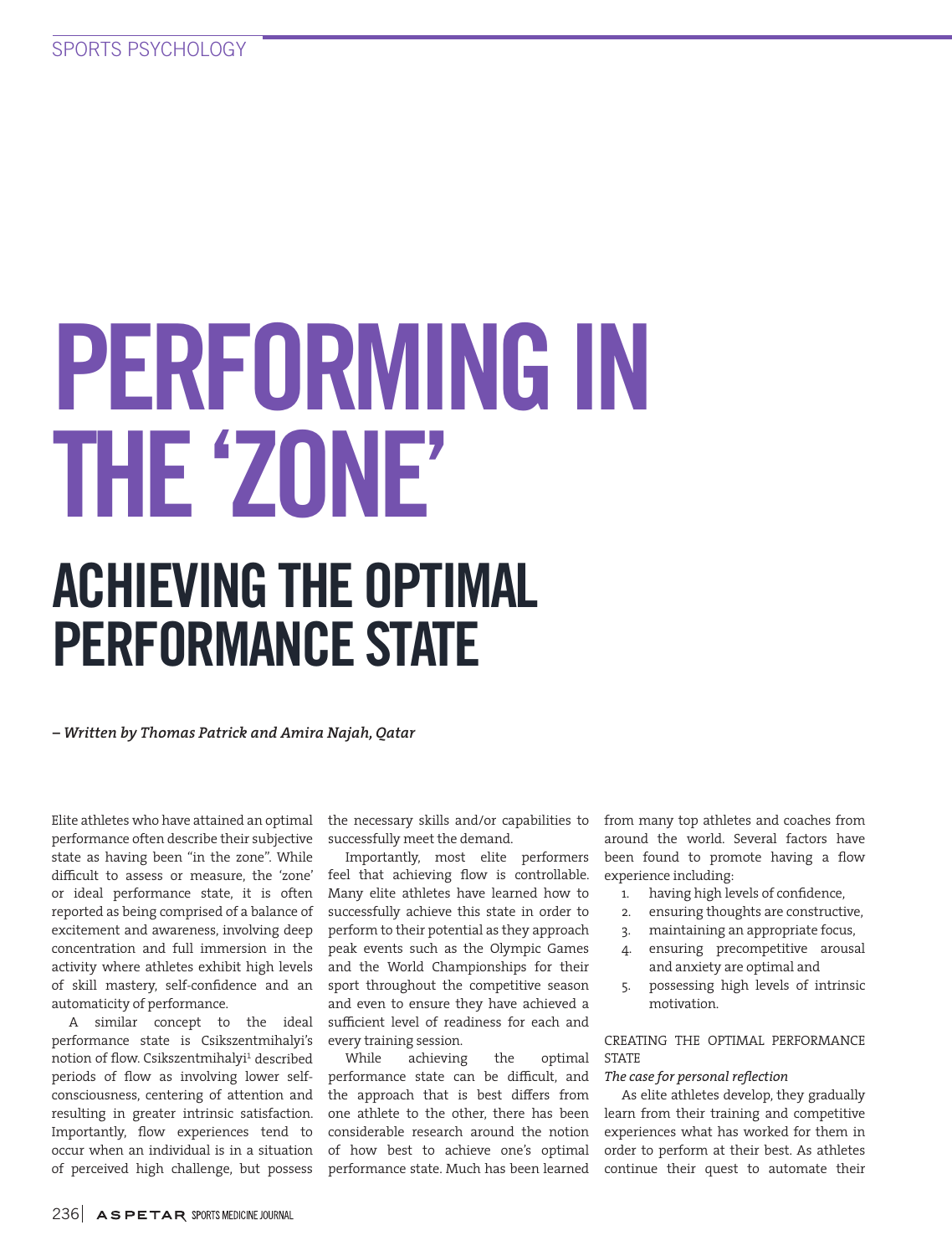SPORTS PSYCHOLOGY

# PERFORMING IN THE 'ZONE'

## ACHIEVING THE OPTIMAL PERFORMANCE STATE

*– Written by Thomas Patrick and Amira Najah, Qatar*

Elite athletes who have attained an optimal performance often describe their subjective state as having been "in the zone". While difficult to assess or measure, the 'zone' or ideal performance state, it is often reported as being comprised of a balance of excitement and awareness, involving deep concentration and full immersion in the activity where athletes exhibit high levels of skill mastery, self-confidence and an automaticity of performance.

A similar concept to the ideal performance state is Csikszentmihalyi's notion of flow. Csikszentmihalyi[1] described periods of flow as involving lower self-consciousness, centering of attention and resulting in greater intrinsic satisfaction. Importantly, flow experiences tend to occur when an individual is in a situation of perceived high challenge, but possess the necessary skills and/or capabilities to successfully meet the demand.

Importantly, most elite performers feel that achieving flow is controllable. Many elite athletes have learned how to successfully achieve this state in order to perform to their potential as they approach peak events such as the Olympic Games and the World Championships for their sport throughout the competitive season and even to ensure they have achieved a sufficient level of readiness for each and every training session.

While achieving the optimal performance state can be difficult, and the approach that is best differs from one athlete to the other, there has been considerable research around the notion of how best to achieve one's optimal performance state. Much has been learned from many top athletes and coaches from around the world. Several factors have been found to promote having a flow experience including:

1. having high levels of confidence,
2. ensuring thoughts are constructive,
3. maintaining an appropriate focus,
4. ensuring precompetitive arousal and anxiety are optimal and
5. possessing high levels of intrinsic motivation.

### CREATING THE OPTIMAL PERFORMANCE STATE

*The case for personal reflection*

As elite athletes develop, they gradually learn from their training and competitive experiences what has worked for them in order to perform at their best. As athletes continue their quest to automate their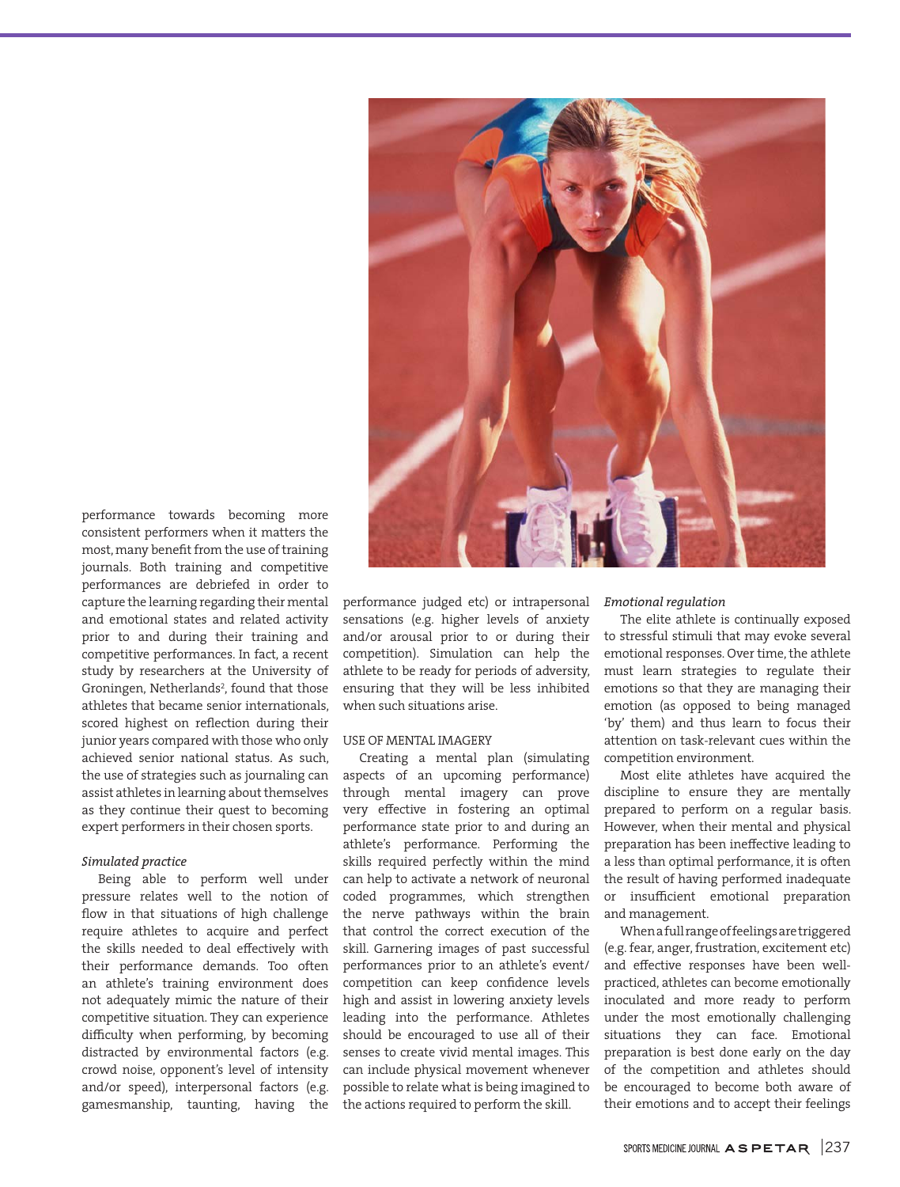performance towards becoming more consistent performers when it matters the most, many benefit from the use of training journals. Both training and competitive performances are debriefed in order to capture the learning regarding their mental and emotional states and related activity prior to and during their training and competitive performances. In fact, a recent study by researchers at the University of Groningen, Netherlands[2], found that those athletes that became senior internationals, scored highest on reflection during their junior years compared with those who only achieved senior national status. As such, the use of strategies such as journaling can assist athletes in learning about themselves as they continue their quest to becoming expert performers in their chosen sports.

*Simulated practice*

Being able to perform well under pressure relates well to the notion of flow in that situations of high challenge require athletes to acquire and perfect the skills needed to deal effectively with their performance demands. Too often an athlete's training environment does not adequately mimic the nature of their competitive situation. They can experience difficulty when performing, by becoming distracted by environmental factors (e.g. crowd noise, opponent's level of intensity and/or speed), interpersonal factors (e.g. gamesmanship, taunting, having the performance judged etc) or intrapersonal sensations (e.g. higher levels of anxiety and/or arousal prior to or during their competition). Simulation can help the athlete to be ready for periods of adversity, ensuring that they will be less inhibited when such situations arise.

USE OF MENTAL IMAGERY

Creating a mental plan (simulating aspects of an upcoming performance) through mental imagery can prove very effective in fostering an optimal performance state prior to and during an athlete's performance. Performing the skills required perfectly within the mind can help to activate a network of neuronal coded programmes, which strengthen the nerve pathways within the brain that control the correct execution of the skill. Garnering images of past successful performances prior to an athlete's event/competition can keep confidence levels high and assist in lowering anxiety levels leading into the performance. Athletes should be encouraged to use all of their senses to create vivid mental images. This can include physical movement whenever possible to relate what is being imagined to the actions required to perform the skill.

*Emotional regulation*

The elite athlete is continually exposed to stressful stimuli that may evoke several emotional responses. Over time, the athlete must learn strategies to regulate their emotions so that they are managing their emotion (as opposed to being managed 'by' them) and thus learn to focus their attention on task-relevant cues within the competition environment.

Most elite athletes have acquired the discipline to ensure they are mentally prepared to perform on a regular basis. However, when their mental and physical preparation has been ineffective leading to a less than optimal performance, it is often the result of having performed inadequate or insufficient emotional preparation and management.

When a full range of feelings are triggered (e.g. fear, anger, frustration, excitement etc) and effective responses have been well-practiced, athletes can become emotionally inoculated and more ready to perform under the most emotionally challenging situations they can face. Emotional preparation is best done early on the day of the competition and athletes should be encouraged to become both aware of their emotions and to accept their feelings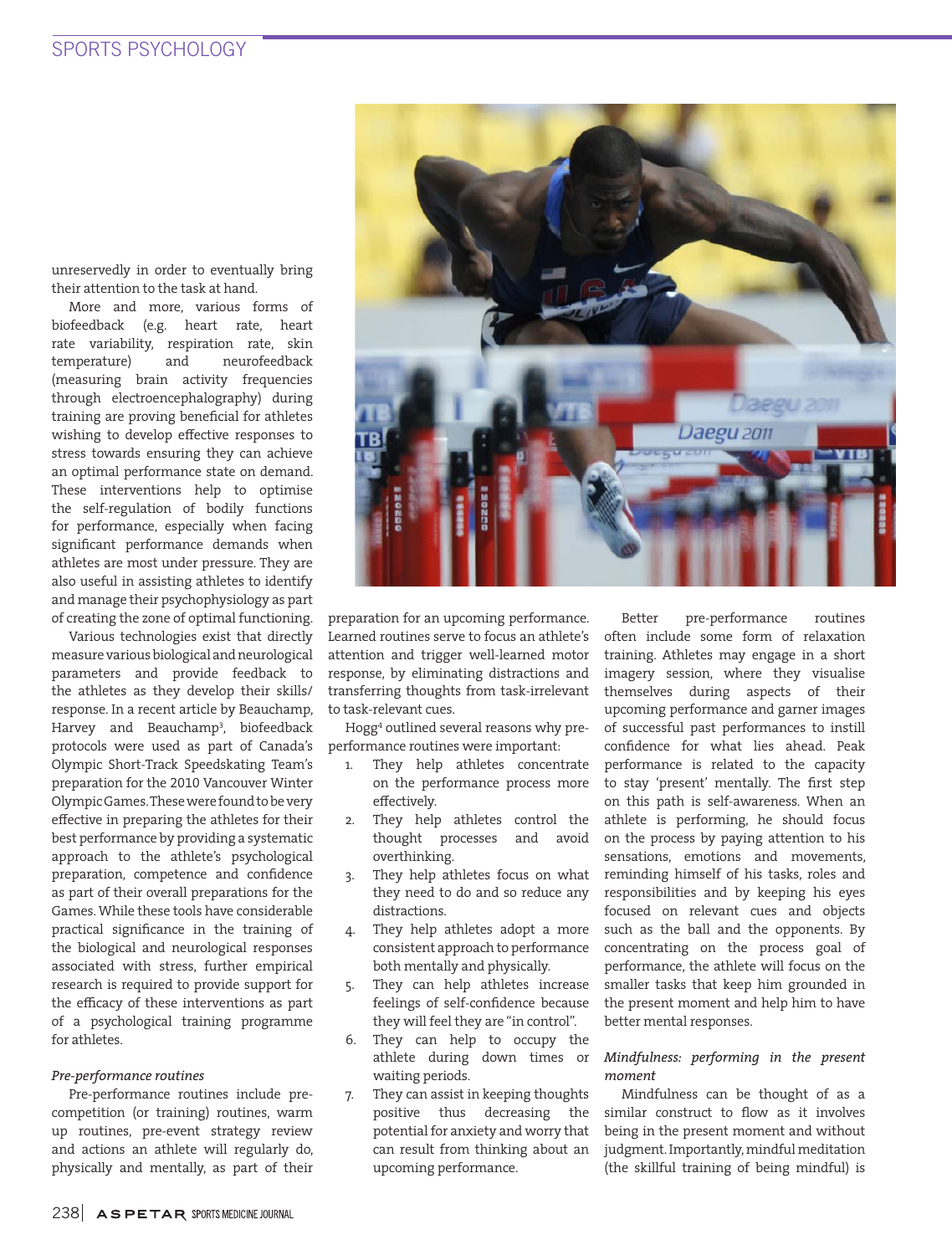unreservedly in order to eventually bring their attention to the task at hand.

More and more, various forms of biofeedback (e.g. heart rate, heart rate variability, respiration rate, skin temperature) and neurofeedback (measuring brain activity frequencies through electroencephalography) during training are proving beneficial for athletes wishing to develop effective responses to stress towards ensuring they can achieve an optimal performance state on demand. These interventions help to optimise the self-regulation of bodily functions for performance, especially when facing significant performance demands when athletes are most under pressure. They are also useful in assisting athletes to identify and manage their psychophysiology as part of creating the zone of optimal functioning.

Various technologies exist that directly measure various biological and neurological parameters and provide feedback to the athletes as they develop their skills/response. In a recent article by Beauchamp, Harvey and Beauchamp[3], biofeedback protocols were used as part of Canada's Olympic Short-Track Speedskating Team's preparation for the 2010 Vancouver Winter Olympic Games. These were found to be very effective in preparing the athletes for their best performance by providing a systematic approach to the athlete's psychological preparation, competence and confidence as part of their overall preparations for the Games. While these tools have considerable practical significance in the training of the biological and neurological responses associated with stress, further empirical research is required to provide support for the efficacy of these interventions as part of a psychological training programme for athletes.

*Pre-performance routines*

Pre-performance routines include pre-competition (or training) routines, warm up routines, pre-event strategy review and actions an athlete will regularly do, physically and mentally, as part of their preparation for an upcoming performance. Learned routines serve to focus an athlete's attention and trigger well-learned motor response, by eliminating distractions and transferring thoughts from task-irrelevant to task-relevant cues.

Hogg[4] outlined several reasons why pre-performance routines were important:

1. They help athletes concentrate on the performance process more effectively.
2. They help athletes control the thought processes and avoid overthinking.
3. They help athletes focus on what they need to do and so reduce any distractions.
4. They help athletes adopt a more consistent approach to performance both mentally and physically.
5. They can help athletes increase feelings of self-confidence because they will feel they are "in control".
6. They can help to occupy the athlete during down times or waiting periods.
7. They can assist in keeping thoughts positive thus decreasing the potential for anxiety and worry that can result from thinking about an upcoming performance.

Better pre-performance routines often include some form of relaxation training. Athletes may engage in a short imagery session, where they visualise themselves during aspects of their upcoming performance and garner images of successful past performances to instill confidence for what lies ahead. Peak performance is related to the capacity to stay 'present' mentally. The first step on this path is self-awareness. When an athlete is performing, he should focus on the process by paying attention to his sensations, emotions and movements, reminding himself of his tasks, roles and responsibilities and by keeping his eyes focused on relevant cues and objects such as the ball and the opponents. By concentrating on the process goal of performance, the athlete will focus on the smaller tasks that keep him grounded in the present moment and help him to have better mental responses.

*Mindfulness: performing in the present moment*

Mindfulness can be thought of as a similar construct to flow as it involves being in the present moment and without judgment. Importantly, mindful meditation (the skillful training of being mindful) is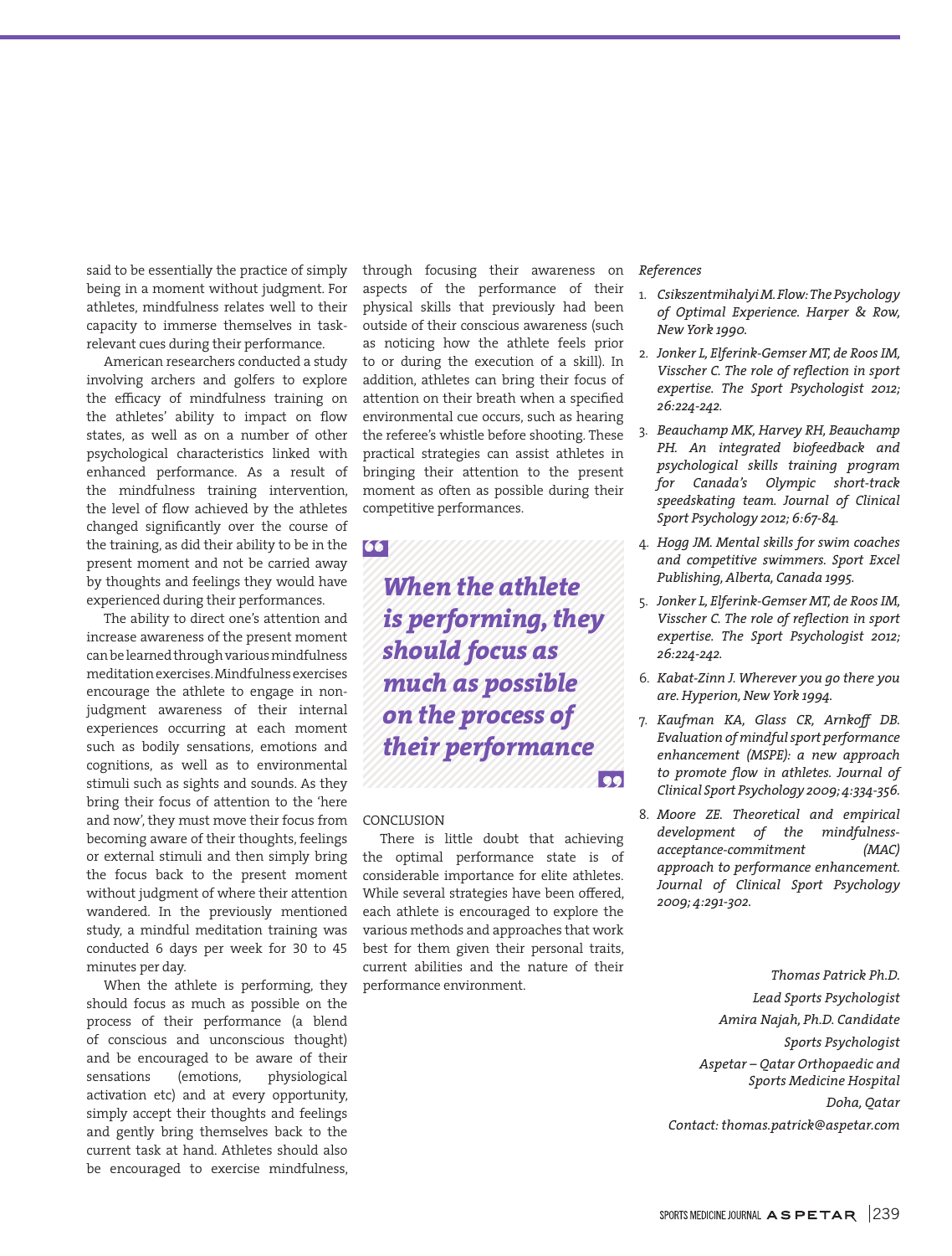said to be essentially the practice of simply being in a moment without judgment. For athletes, mindfulness relates well to their capacity to immerse themselves in task-relevant cues during their performance.

American researchers conducted a study involving archers and golfers to explore the efficacy of mindfulness training on the athletes' ability to impact on flow states, as well as on a number of other psychological characteristics linked with enhanced performance. As a result of the mindfulness training intervention, the level of flow achieved by the athletes changed significantly over the course of the training, as did their ability to be in the present moment and not be carried away by thoughts and feelings they would have experienced during their performances.

The ability to direct one's attention and increase awareness of the present moment can be learned through various mindfulness meditation exercises. Mindfulness exercises encourage the athlete to engage in non-judgment awareness of their internal experiences occurring at each moment such as bodily sensations, emotions and cognitions, as well as to environmental stimuli such as sights and sounds. As they bring their focus of attention to the 'here and now', they must move their focus from becoming aware of their thoughts, feelings or external stimuli and then simply bring the focus back to the present moment without judgment of where their attention wandered. In the previously mentioned study, a mindful meditation training was conducted 6 days per week for 30 to 45 minutes per day.

When the athlete is performing, they should focus as much as possible on the process of their performance (a blend of conscious and unconscious thought) and be encouraged to be aware of their sensations (emotions, physiological activation etc) and at every opportunity, simply accept their thoughts and feelings and gently bring themselves back to the current task at hand. Athletes should also be encouraged to exercise mindfulness, through focusing their awareness on aspects of the performance of their physical skills that previously had been outside of their conscious awareness (such as noticing how the athlete feels prior to or during the execution of a skill). In addition, athletes can bring their focus of attention on their breath when a specified environmental cue occurs, such as hearing the referee's whistle before shooting. These practical strategies can assist athletes in bringing their attention to the present moment as often as possible during their competitive performances.

> ***When the athlete is performing, they should focus as much as possible on the process of their performance***

## CONCLUSION

There is little doubt that achieving the optimal performance state is of considerable importance for elite athletes. While several strategies have been offered, each athlete is encouraged to explore the various methods and approaches that work best for them given their personal traits, current abilities and the nature of their performance environment.

*References*

1. *Csikszentmihalyi M. Flow: The Psychology of Optimal Experience. Harper & Row, New York 1990.*
2. *Jonker L, Elferink-Gemser MT, de Roos IM, Visscher C. The role of reflection in sport expertise. The Sport Psychologist 2012; 26:224-242.*
3. *Beauchamp MK, Harvey RH, Beauchamp PH. An integrated biofeedback and psychological skills training program for Canada's Olympic short-track speedskating team. Journal of Clinical Sport Psychology 2012; 6:67-84.*
4. *Hogg JM. Mental skills for swim coaches and competitive swimmers. Sport Excel Publishing, Alberta, Canada 1995.*
5. *Jonker L, Elferink-Gemser MT, de Roos IM, Visscher C. The role of reflection in sport expertise. The Sport Psychologist 2012; 26:224-242.*
6. *Kabat-Zinn J. Wherever you go there you are. Hyperion, New York 1994.*
7. *Kaufman KA, Glass CR, Arnkoff DB. Evaluation of mindful sport performance enhancement (MSPE): a new approach to promote flow in athletes. Journal of Clinical Sport Psychology 2009; 4:334-356.*
8. *Moore ZE. Theoretical and empirical development of the mindfulness-acceptance-commitment (MAC) approach to performance enhancement. Journal of Clinical Sport Psychology 2009; 4:291-302.*

*Thomas Patrick Ph.D.*
*Lead Sports Psychologist*
*Amira Najah, Ph.D. Candidate*
*Sports Psychologist*
*Aspetar – Qatar Orthopaedic and Sports Medicine Hospital*
*Doha, Qatar*
*Contact: thomas.patrick@aspetar.com*